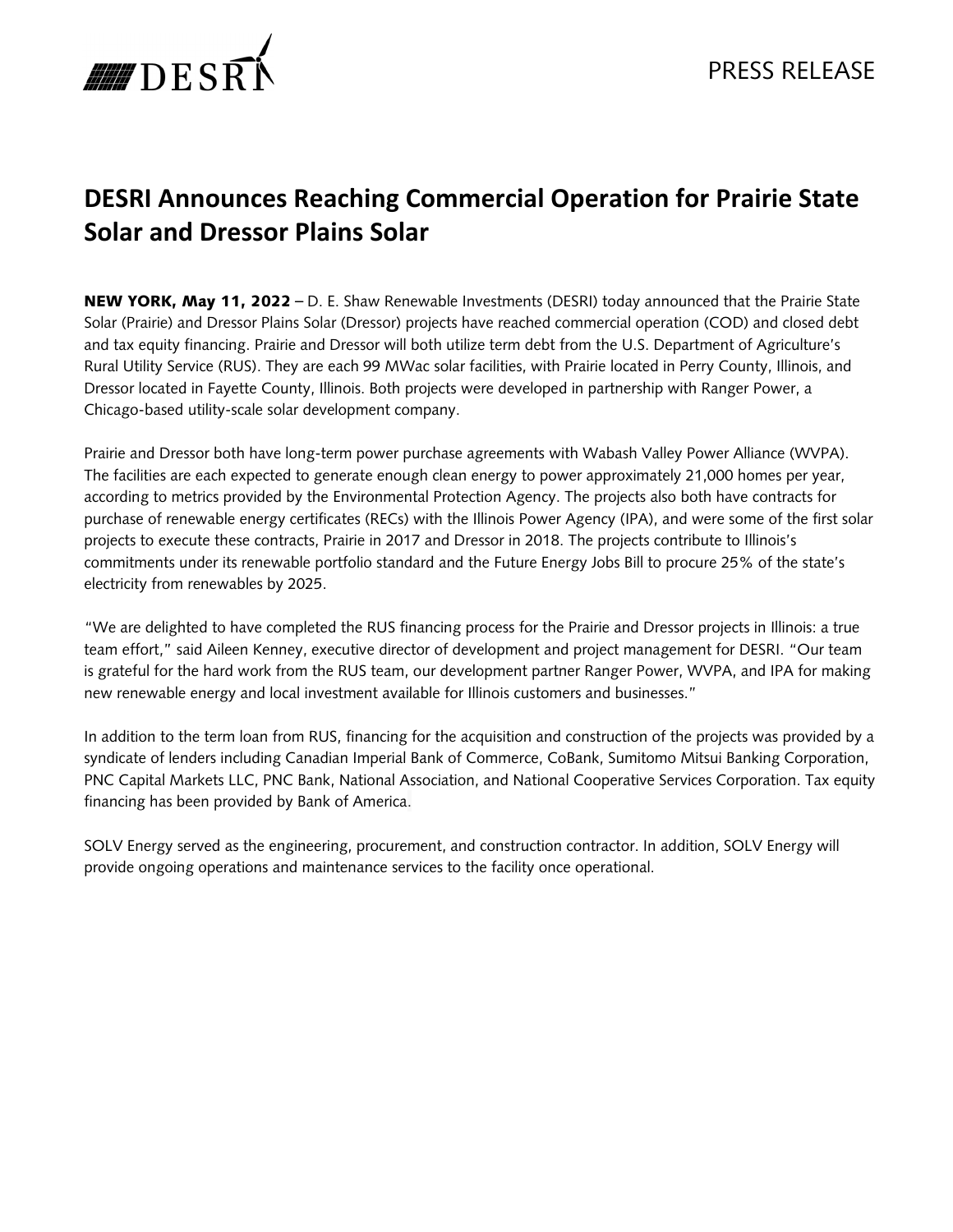PRESS RELEASE

# DESRI Announces Reaching Commercial Operation for Prairie State Solar and Dressor Plains Solar

**NEW YORK, May 11, 2022** – D. E. Shaw Renewable Investments (DESRI) today announced that the Prairie State Solar (Prairie) and Dressor Plains Solar (Dressor) projects have reached commercial operation (COD) and closed debt and tax equity financing. Prairie and Dressor will both utilize term debt from the U.S. Department of Agriculture's Rural Utility Service (RUS). They are each 99 MWac solar facilities, with Prairie located in Perry County, Illinois, and Dressor located in Fayette County, Illinois. Both projects were developed in partnership with Ranger Power, a Chicago-based utility-scale solar development company.

Prairie and Dressor both have long-term power purchase agreements with Wabash Valley Power Alliance (WVPA). The facilities are each expected to generate enough clean energy to power approximately 21,000 homes per year, according to metrics provided by the Environmental Protection Agency. The projects also both have contracts for purchase of renewable energy certificates (RECs) with the Illinois Power Agency (IPA), and were some of the first solar projects to execute these contracts, Prairie in 2017 and Dressor in 2018. The projects contribute to Illinois's commitments under its renewable portfolio standard and the Future Energy Jobs Bill to procure 25% of the state's electricity from renewables by 2025.

"We are delighted to have completed the RUS financing process for the Prairie and Dressor projects in Illinois: a true team effort," said Aileen Kenney, executive director of development and project management for DESRI. "Our team is grateful for the hard work from the RUS team, our development partner Ranger Power, WVPA, and IPA for making new renewable energy and local investment available for Illinois customers and businesses."

In addition to the term loan from RUS, financing for the acquisition and construction of the projects was provided by a syndicate of lenders including Canadian Imperial Bank of Commerce, CoBank, Sumitomo Mitsui Banking Corporation, PNC Capital Markets LLC, PNC Bank, National Association, and National Cooperative Services Corporation. Tax equity financing has been provided by Bank of America.

SOLV Energy served as the engineering, procurement, and construction contractor. In addition, SOLV Energy will provide ongoing operations and maintenance services to the facility once operational.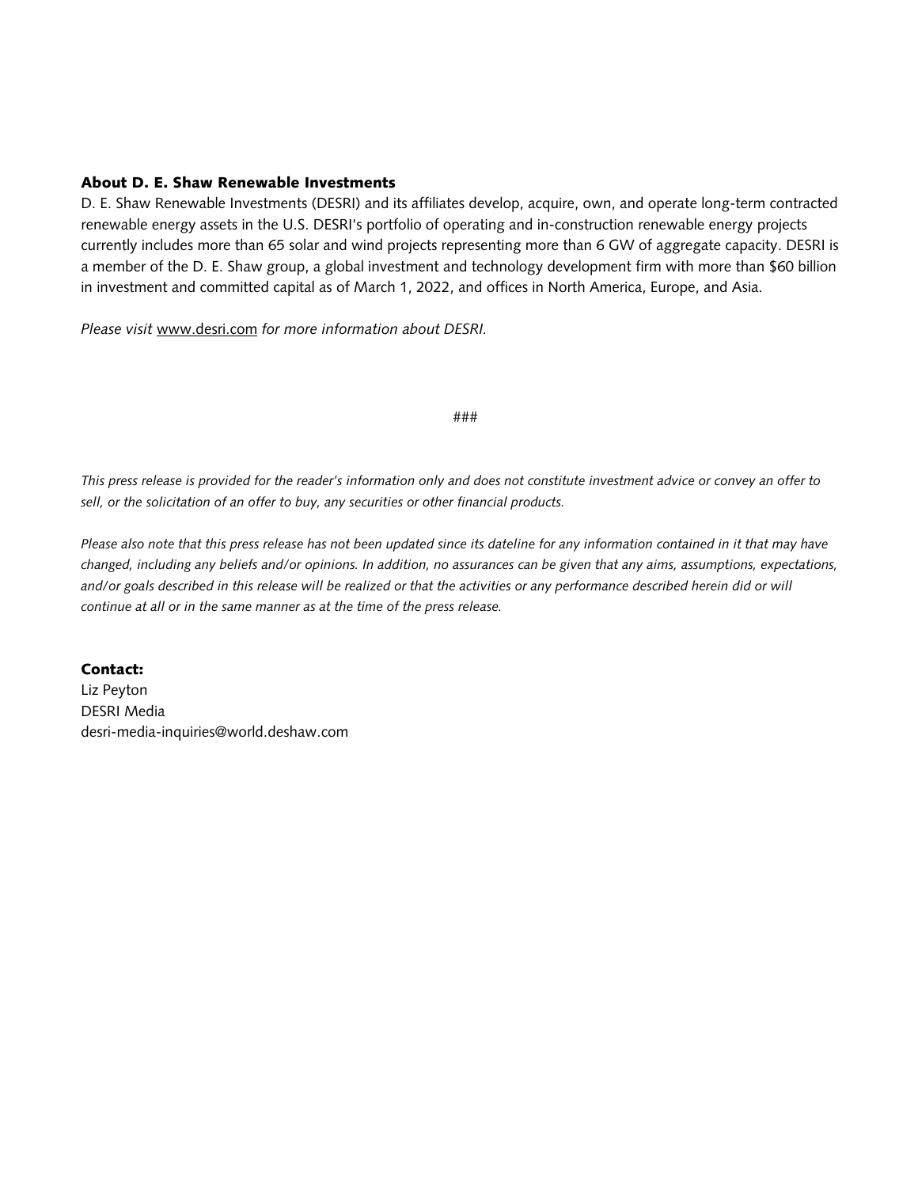## About D. E. Shaw Renewable Investments

D. E. Shaw Renewable Investments (DESRI) and its affiliates develop, acquire, own, and operate long-term contracted renewable energy assets in the U.S. DESRI's portfolio of operating and in-construction renewable energy projects currently includes more than 65 solar and wind projects representing more than 6 GW of aggregate capacity. DESRI is a member of the D. E. Shaw group, a global investment and technology development firm with more than $60 billion in investment and committed capital as of March 1, 2022, and offices in North America, Europe, and Asia.

*Please visit* www.desri.com *for more information about DESRI.*

###

*This press release is provided for the reader's information only and does not constitute investment advice or convey an offer to sell, or the solicitation of an offer to buy, any securities or other financial products.*

*Please also note that this press release has not been updated since its dateline for any information contained in it that may have changed, including any beliefs and/or opinions. In addition, no assurances can be given that any aims, assumptions, expectations, and/or goals described in this release will be realized or that the activities or any performance described herein did or will continue at all or in the same manner as at the time of the press release.*

**Contact:**
Liz Peyton
DESRI Media
desri-media-inquiries@world.deshaw.com